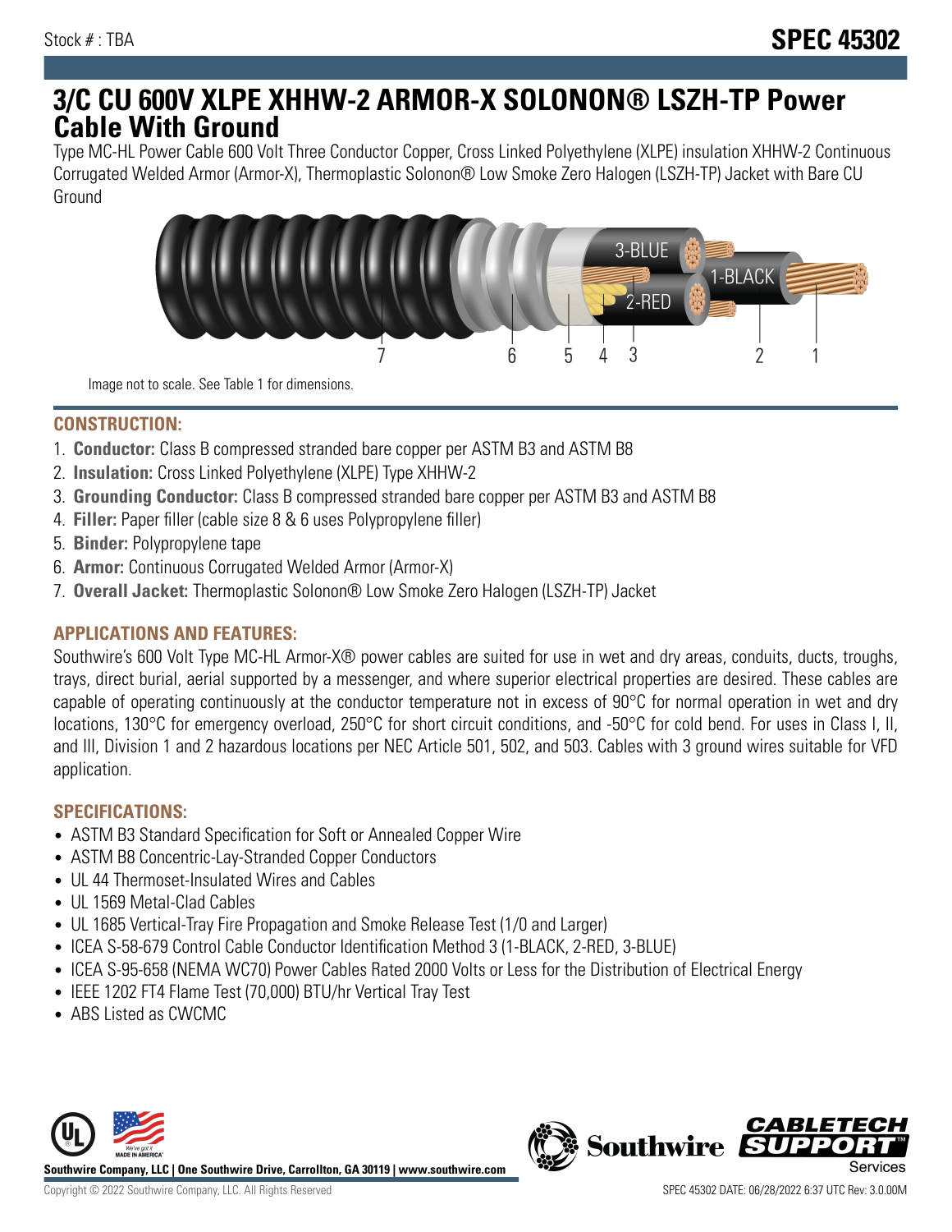Stock # : TBA

# SPEC 45302

# 3/C CU 600V XLPE XHHW-2 ARMOR-X SOLONON® LSZH-TP Power Cable With Ground

Type MC-HL Power Cable 600 Volt Three Conductor Copper, Cross Linked Polyethylene (XLPE) insulation XHHW-2 Continuous Corrugated Welded Armor (Armor-X), Thermoplastic Solonon® Low Smoke Zero Halogen (LSZH-TP) Jacket with Bare CU Ground

Image not to scale. See Table 1 for dimensions.

## CONSTRUCTION:

1. **Conductor:** Class B compressed stranded bare copper per ASTM B3 and ASTM B8
2. **Insulation:** Cross Linked Polyethylene (XLPE) Type XHHW-2
3. **Grounding Conductor:** Class B compressed stranded bare copper per ASTM B3 and ASTM B8
4. **Filler:** Paper filler (cable size 8 & 6 uses Polypropylene filler)
5. **Binder:** Polypropylene tape
6. **Armor:** Continuous Corrugated Welded Armor (Armor-X)
7. **Overall Jacket:** Thermoplastic Solonon® Low Smoke Zero Halogen (LSZH-TP) Jacket

## APPLICATIONS AND FEATURES:

Southwire's 600 Volt Type MC-HL Armor-X® power cables are suited for use in wet and dry areas, conduits, ducts, troughs, trays, direct burial, aerial supported by a messenger, and where superior electrical properties are desired. These cables are capable of operating continuously at the conductor temperature not in excess of 90°C for normal operation in wet and dry locations, 130°C for emergency overload, 250°C for short circuit conditions, and -50°C for cold bend. For uses in Class I, II, and III, Division 1 and 2 hazardous locations per NEC Article 501, 502, and 503. Cables with 3 ground wires suitable for VFD application.

## SPECIFICATIONS:

- ASTM B3 Standard Specification for Soft or Annealed Copper Wire
- ASTM B8 Concentric-Lay-Stranded Copper Conductors
- UL 44 Thermoset-Insulated Wires and Cables
- UL 1569 Metal-Clad Cables
- UL 1685 Vertical-Tray Fire Propagation and Smoke Release Test (1/0 and Larger)
- ICEA S-58-679 Control Cable Conductor Identification Method 3 (1-BLACK, 2-RED, 3-BLUE)
- ICEA S-95-658 (NEMA WC70) Power Cables Rated 2000 Volts or Less for the Distribution of Electrical Energy
- IEEE 1202 FT4 Flame Test (70,000) BTU/hr Vertical Tray Test
- ABS Listed as CWCMC

Southwire Company, LLC | One Southwire Drive, Carrollton, GA 30119 | www.southwire.com

Copyright © 2022 Southwire Company, LLC. All Rights Reserved

SPEC 45302 DATE: 06/28/2022 6:37 UTC Rev: 3.0.00M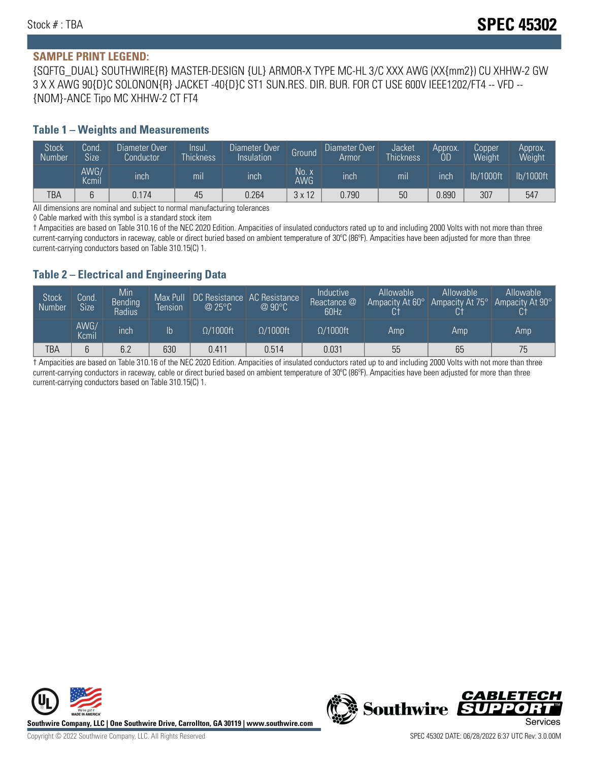Stock # : TBA

# SPEC 45302

**SAMPLE PRINT LEGEND:**

{SQFTG_DUAL} SOUTHWIRE{R} MASTER-DESIGN {UL} ARMOR-X TYPE MC-HL 3/C XXX AWG (XX{mm2}) CU XHHW-2 GW 3 X X AWG 90{D}C SOLONON{R} JACKET -40{D}C ST1 SUN.RES. DIR. BUR. FOR CT USE 600V IEEE1202/FT4 -- VFD -- {NOM}-ANCE Tipo MC XHHW-2 CT FT4

## Table 1 – Weights and Measurements

| Stock Number | Cond. Size | Diameter Over Conductor | Insul. Thickness | Diameter Over Insulation | Ground | Diameter Over Armor | Jacket Thickness | Approx. OD | Copper Weight | Approx. Weight |
|---|---|---|---|---|---|---|---|---|---|---|
| | AWG/ Kcmil | inch | mil | inch | No. x AWG | inch | mil | inch | lb/1000ft | lb/1000ft |
| TBA | 6 | 0.174 | 45 | 0.264 | 3 x 12 | 0.790 | 50 | 0.890 | 307 | 547 |

All dimensions are nominal and subject to normal manufacturing tolerances

◊ Cable marked with this symbol is a standard stock item

† Ampacities are based on Table 310.16 of the NEC 2020 Edition. Ampacities of insulated conductors rated up to and including 2000 Volts with not more than three current-carrying conductors in raceway, cable or direct buried based on ambient temperature of 30ºC (86ºF). Ampacities have been adjusted for more than three current-carrying conductors based on Table 310.15(C) 1.

## Table 2 – Electrical and Engineering Data

| Stock Number | Cond. Size | Min Bending Radius | Max Pull Tension | DC Resistance @ 25°C | AC Resistance @ 90°C | Inductive Reactance @ 60Hz | Allowable Ampacity At 60° C† | Allowable Ampacity At 75° C† | Allowable Ampacity At 90° C† |
|---|---|---|---|---|---|---|---|---|---|
| | AWG/ Kcmil | inch | lb | Ω/1000ft | Ω/1000ft | Ω/1000ft | Amp | Amp | Amp |
| TBA | 6 | 6.2 | 630 | 0.411 | 0.514 | 0.031 | 55 | 65 | 75 |

† Ampacities are based on Table 310.16 of the NEC 2020 Edition. Ampacities of insulated conductors rated up to and including 2000 Volts with not more than three current-carrying conductors in raceway, cable or direct buried based on ambient temperature of 30ºC (86ºF). Ampacities have been adjusted for more than three current-carrying conductors based on Table 310.15(C) 1.

**Southwire Company, LLC | One Southwire Drive, Carrollton, GA 30119 | www.southwire.com**

Copyright © 2022 Southwire Company, LLC. All Rights Reserved

SPEC 45302 DATE: 06/28/2022 6:37 UTC Rev: 3.0.00M